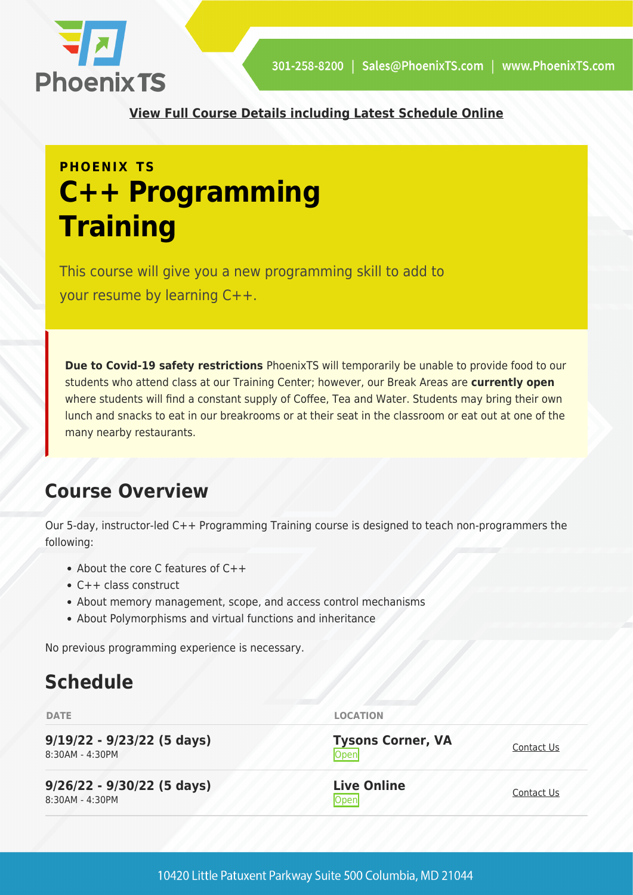[View Full Course Details including Latest Schedule Online]

**PHOENIX TS**

# C++ Programming Training

This course will give you a new programming skill to add to your resume by learning C++.

**Due to Covid-19 safety restrictions** PhoenixTS will temporarily be unable to provide food to our students who attend class at our Training Center; however, our Break Areas are **currently open** where students will find a constant supply of Coffee, Tea and Water. Students may bring their own lunch and snacks to eat in our breakrooms or at their seat in the classroom or eat out at one of the many nearby restaurants.

## Course Overview

Our 5-day, instructor-led C++ Programming Training course is designed to teach non-programmers the following:

- About the core C features of C++
- C++ class construct
- About memory management, scope, and access control mechanisms
- About Polymorphisms and virtual functions and inheritance

No previous programming experience is necessary.

## Schedule

| DATE | LOCATION | |
|---|---|---|
| **9/19/22 - 9/23/22 (5 days)**<br>8:30AM - 4:30PM | **Tysons Corner, VA**<br>Open | Contact Us |
| **9/26/22 - 9/30/22 (5 days)**<br>8:30AM - 4:30PM | **Live Online**<br>Open | Contact Us |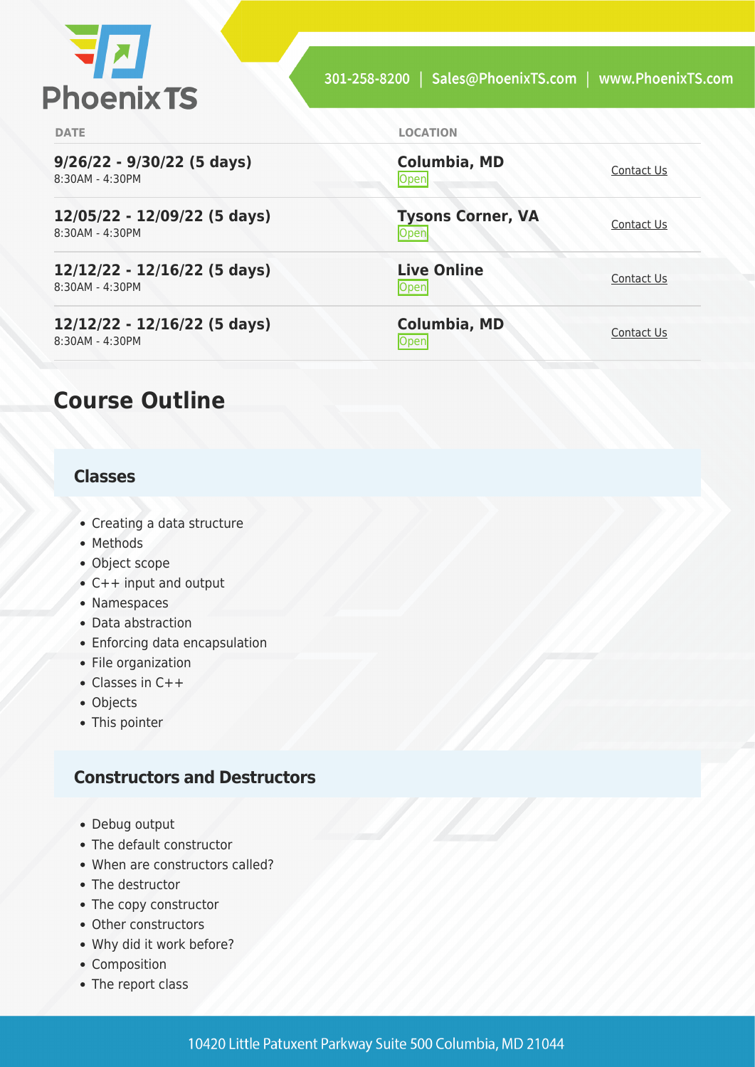| DATE | LOCATION | |
|---|---|---|
| **9/26/22 - 9/30/22 (5 days)** 8:30AM - 4:30PM | **Columbia, MD** Open | Contact Us |
| **12/05/22 - 12/09/22 (5 days)** 8:30AM - 4:30PM | **Tysons Corner, VA** Open | Contact Us |
| **12/12/22 - 12/16/22 (5 days)** 8:30AM - 4:30PM | **Live Online** Open | Contact Us |
| **12/12/22 - 12/16/22 (5 days)** 8:30AM - 4:30PM | **Columbia, MD** Open | Contact Us |

## Course Outline

### Classes

- Creating a data structure
- Methods
- Object scope
- C++ input and output
- Namespaces
- Data abstraction
- Enforcing data encapsulation
- File organization
- Classes in C++
- Objects
- This pointer

### Constructors and Destructors

- Debug output
- The default constructor
- When are constructors called?
- The destructor
- The copy constructor
- Other constructors
- Why did it work before?
- Composition
- The report class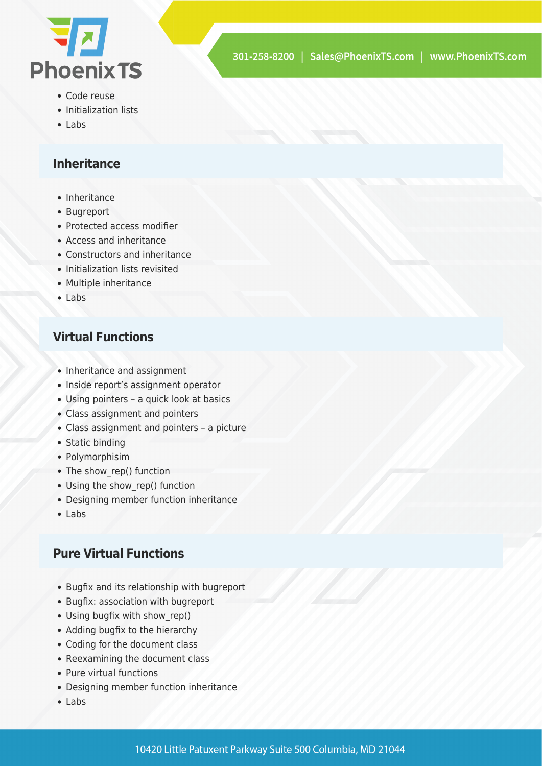- Code reuse
- Initialization lists
- Labs

## Inheritance

- Inheritance
- Bugreport
- Protected access modifier
- Access and inheritance
- Constructors and inheritance
- Initialization lists revisited
- Multiple inheritance
- Labs

## Virtual Functions

- Inheritance and assignment
- Inside report's assignment operator
- Using pointers – a quick look at basics
- Class assignment and pointers
- Class assignment and pointers – a picture
- Static binding
- Polymorphisim
- The show_rep() function
- Using the show_rep() function
- Designing member function inheritance
- Labs

## Pure Virtual Functions

- Bugfix and its relationship with bugreport
- Bugfix: association with bugreport
- Using bugfix with show_rep()
- Adding bugfix to the hierarchy
- Coding for the document class
- Reexamining the document class
- Pure virtual functions
- Designing member function inheritance
- Labs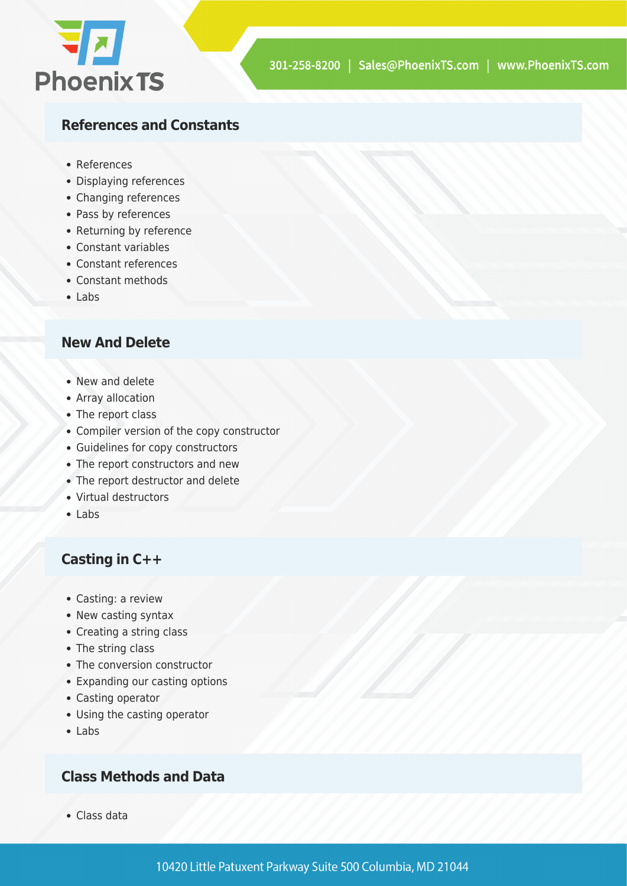## References and Constants

- References
- Displaying references
- Changing references
- Pass by references
- Returning by reference
- Constant variables
- Constant references
- Constant methods
- Labs

## New And Delete

- New and delete
- Array allocation
- The report class
- Compiler version of the copy constructor
- Guidelines for copy constructors
- The report constructors and new
- The report destructor and delete
- Virtual destructors
- Labs

## Casting in C++

- Casting: a review
- New casting syntax
- Creating a string class
- The string class
- The conversion constructor
- Expanding our casting options
- Casting operator
- Using the casting operator
- Labs

## Class Methods and Data

- Class data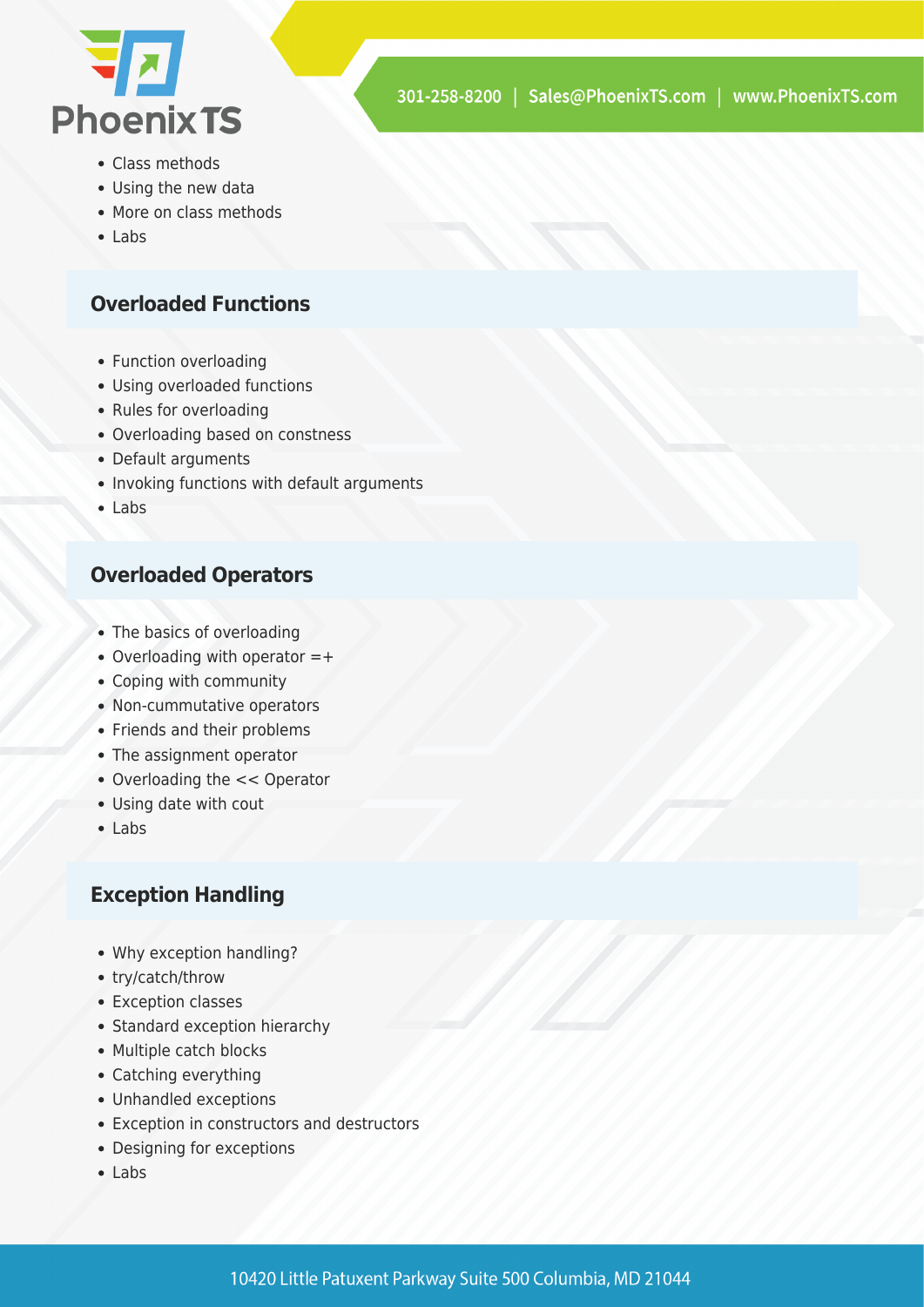- Class methods
- Using the new data
- More on class methods
- Labs

## Overloaded Functions

- Function overloading
- Using overloaded functions
- Rules for overloading
- Overloading based on constness
- Default arguments
- Invoking functions with default arguments
- Labs

## Overloaded Operators

- The basics of overloading
- Overloading with operator =+
- Coping with community
- Non-cummutative operators
- Friends and their problems
- The assignment operator
- Overloading the << Operator
- Using date with cout
- Labs

## Exception Handling

- Why exception handling?
- try/catch/throw
- Exception classes
- Standard exception hierarchy
- Multiple catch blocks
- Catching everything
- Unhandled exceptions
- Exception in constructors and destructors
- Designing for exceptions
- Labs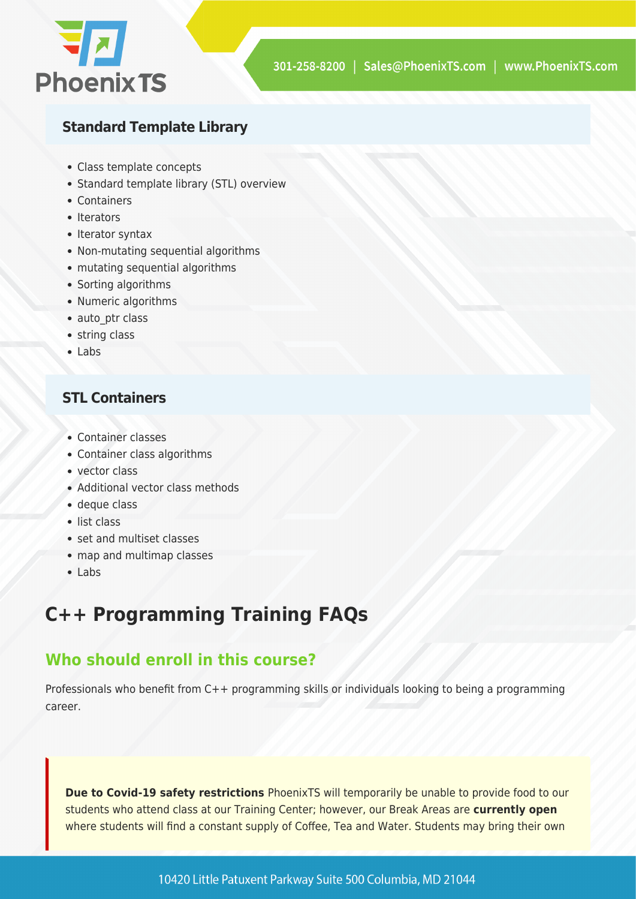### Standard Template Library

- Class template concepts
- Standard template library (STL) overview
- Containers
- Iterators
- Iterator syntax
- Non-mutating sequential algorithms
- mutating sequential algorithms
- Sorting algorithms
- Numeric algorithms
- auto_ptr class
- string class
- Labs

### STL Containers

- Container classes
- Container class algorithms
- vector class
- Additional vector class methods
- deque class
- list class
- set and multiset classes
- map and multimap classes
- Labs

# C++ Programming Training FAQs

## Who should enroll in this course?

Professionals who benefit from C++ programming skills or individuals looking to being a programming career.

**Due to Covid-19 safety restrictions** PhoenixTS will temporarily be unable to provide food to our students who attend class at our Training Center; however, our Break Areas are **currently open** where students will find a constant supply of Coffee, Tea and Water. Students may bring their own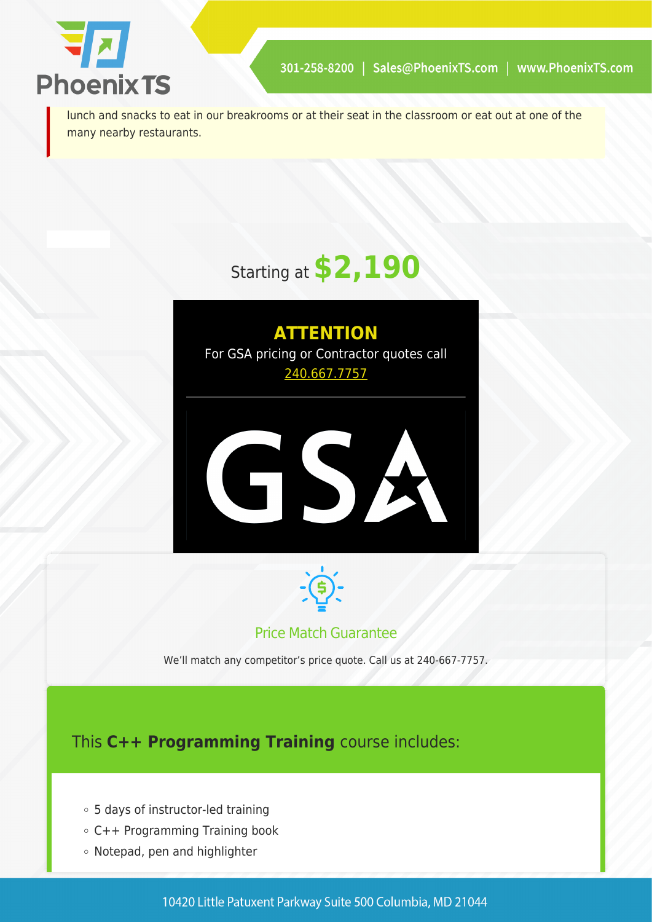lunch and snacks to eat in our breakrooms or at their seat in the classroom or eat out at one of the many nearby restaurants.

Starting at **$2,190**

**ATTENTION**

For GSA pricing or Contractor quotes call 240.667.7757

Price Match Guarantee

We'll match any competitor's price quote. Call us at 240-667-7757.

## This **C++ Programming Training** course includes:

- 5 days of instructor-led training
- C++ Programming Training book
- Notepad, pen and highlighter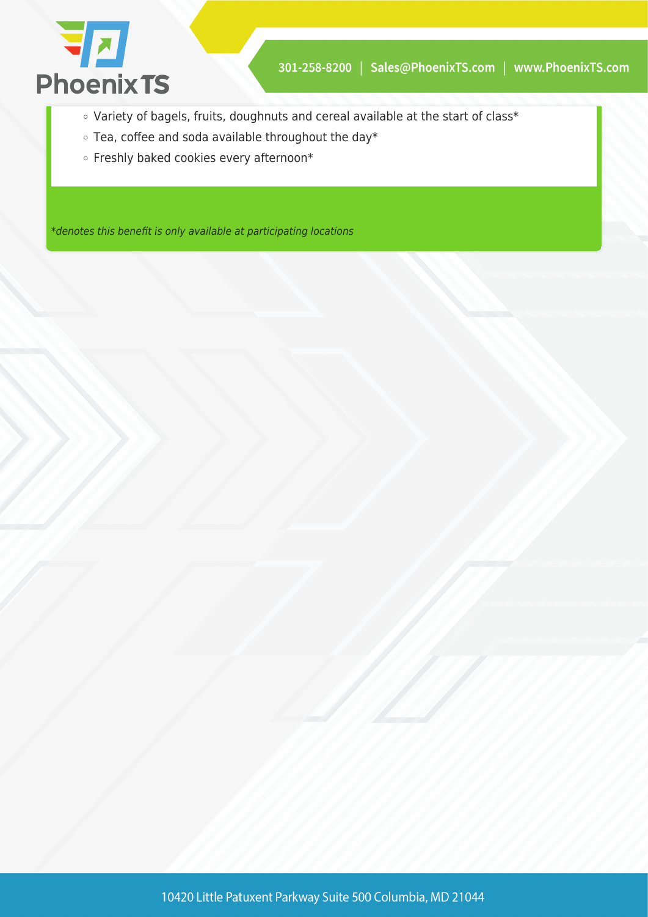- Variety of bagels, fruits, doughnuts and cereal available at the start of class*
- Tea, coffee and soda available throughout the day*
- Freshly baked cookies every afternoon*

*\*denotes this benefit is only available at participating locations*